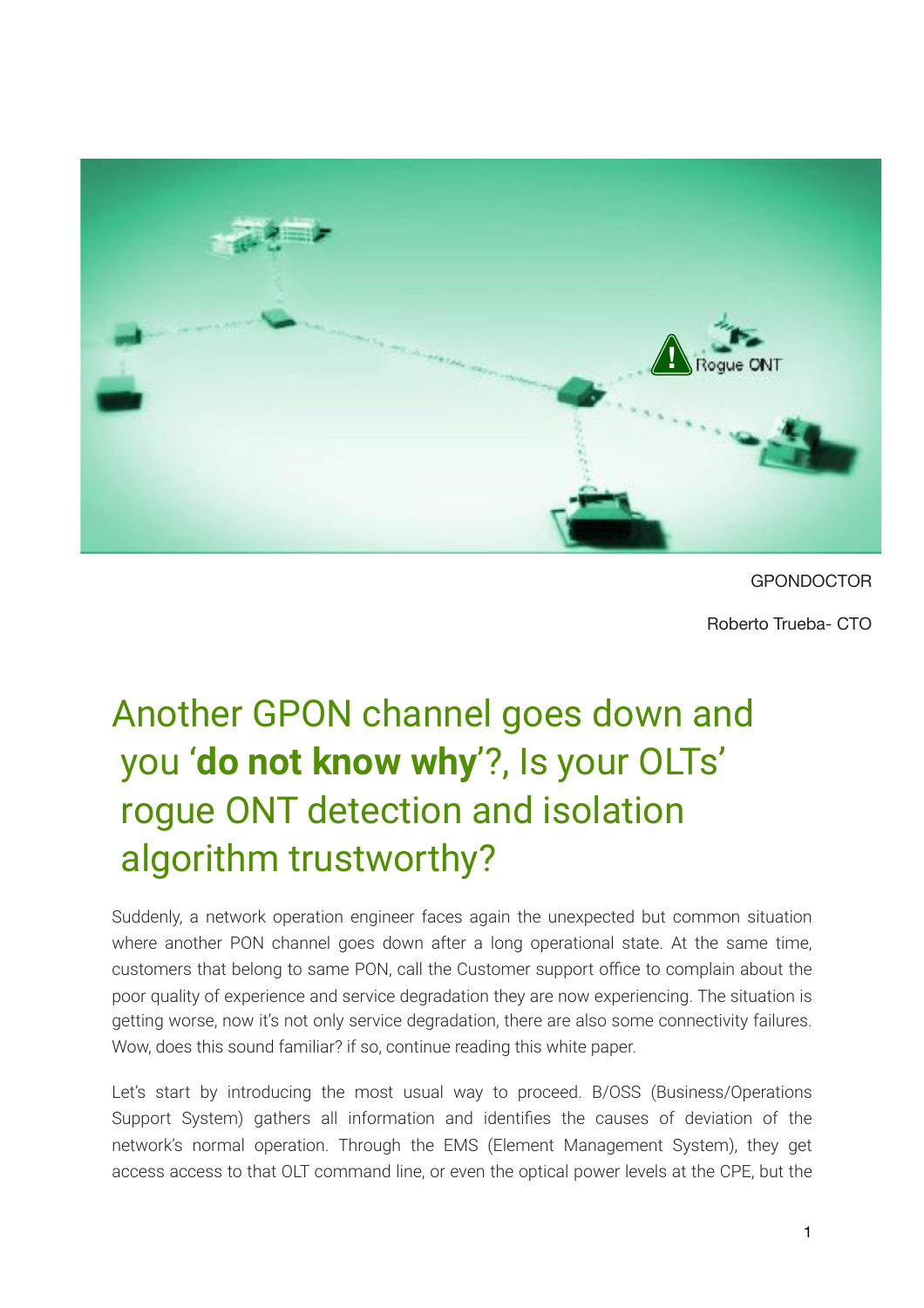GPONDOCTOR

Roberto Trueba- CTO

# Another GPON channel goes down and you '**do not know why**'?, Is your OLTs' rogue ONT detection and isolation algorithm trustworthy?

Suddenly, a network operation engineer faces again the unexpected but common situation where another PON channel goes down after a long operational state. At the same time, customers that belong to same PON, call the Customer support office to complain about the poor quality of experience and service degradation they are now experiencing. The situation is getting worse, now it's not only service degradation, there are also some connectivity failures. Wow, does this sound familiar? if so, continue reading this white paper.

Let's start by introducing the most usual way to proceed. B/OSS (Business/Operations Support System) gathers all information and identifies the causes of deviation of the network's normal operation. Through the EMS (Element Management System), they get access access to that OLT command line, or even the optical power levels at the CPE, but the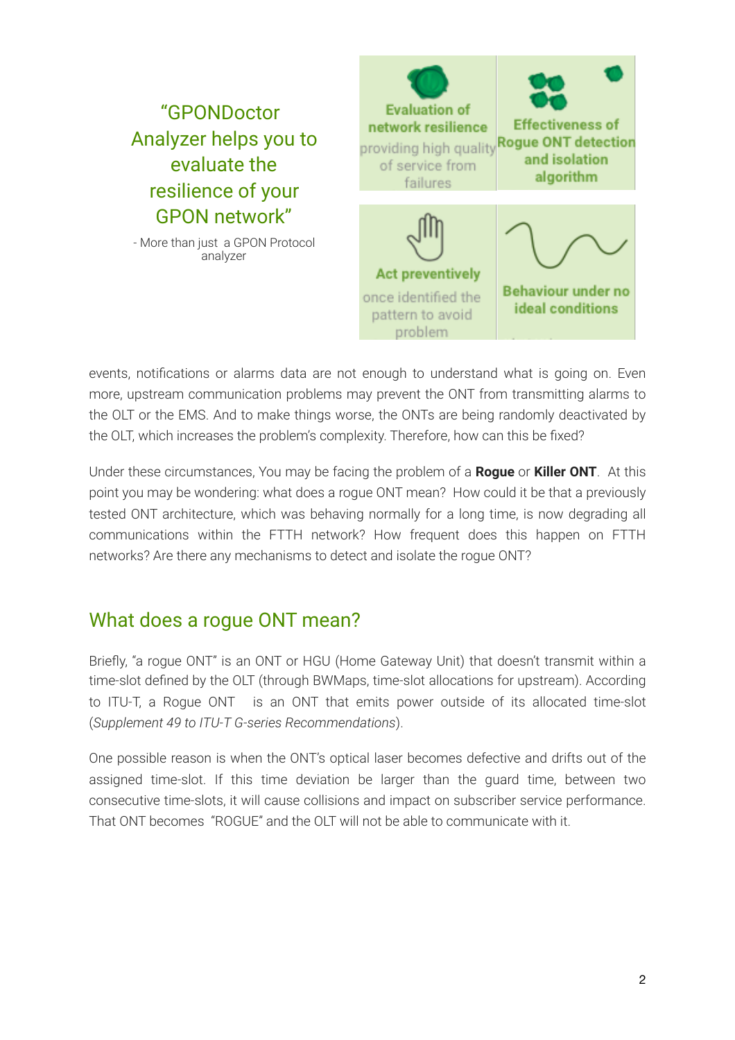“GPONDoctor Analyzer helps you to evaluate the resilience of your GPON network”

- More than just a GPON Protocol analyzer

**Evaluation of network resilience**
providing high quality of service from failures

**Effectiveness of Rogue ONT detection and isolation algorithm**

**Act preventively**
once identified the pattern to avoid problem

**Behaviour under no ideal conditions**

events, notifications or alarms data are not enough to understand what is going on. Even more, upstream communication problems may prevent the ONT from transmitting alarms to the OLT or the EMS. And to make things worse, the ONTs are being randomly deactivated by the OLT, which increases the problem's complexity. Therefore, how can this be fixed?

Under these circumstances, You may be facing the problem of a **Rogue** or **Killer ONT**. At this point you may be wondering: what does a rogue ONT mean? How could it be that a previously tested ONT architecture, which was behaving normally for a long time, is now degrading all communications within the FTTH network? How frequent does this happen on FTTH networks? Are there any mechanisms to detect and isolate the rogue ONT?

## What does a rogue ONT mean?

Briefly, “a rogue ONT” is an ONT or HGU (Home Gateway Unit) that doesn't transmit within a time-slot defined by the OLT (through BWMaps, time-slot allocations for upstream). According to ITU-T, a Rogue ONT is an ONT that emits power outside of its allocated time-slot (*Supplement 49 to ITU-T G-series Recommendations*).

One possible reason is when the ONT's optical laser becomes defective and drifts out of the assigned time-slot. If this time deviation be larger than the guard time, between two consecutive time-slots, it will cause collisions and impact on subscriber service performance. That ONT becomes “ROGUE” and the OLT will not be able to communicate with it.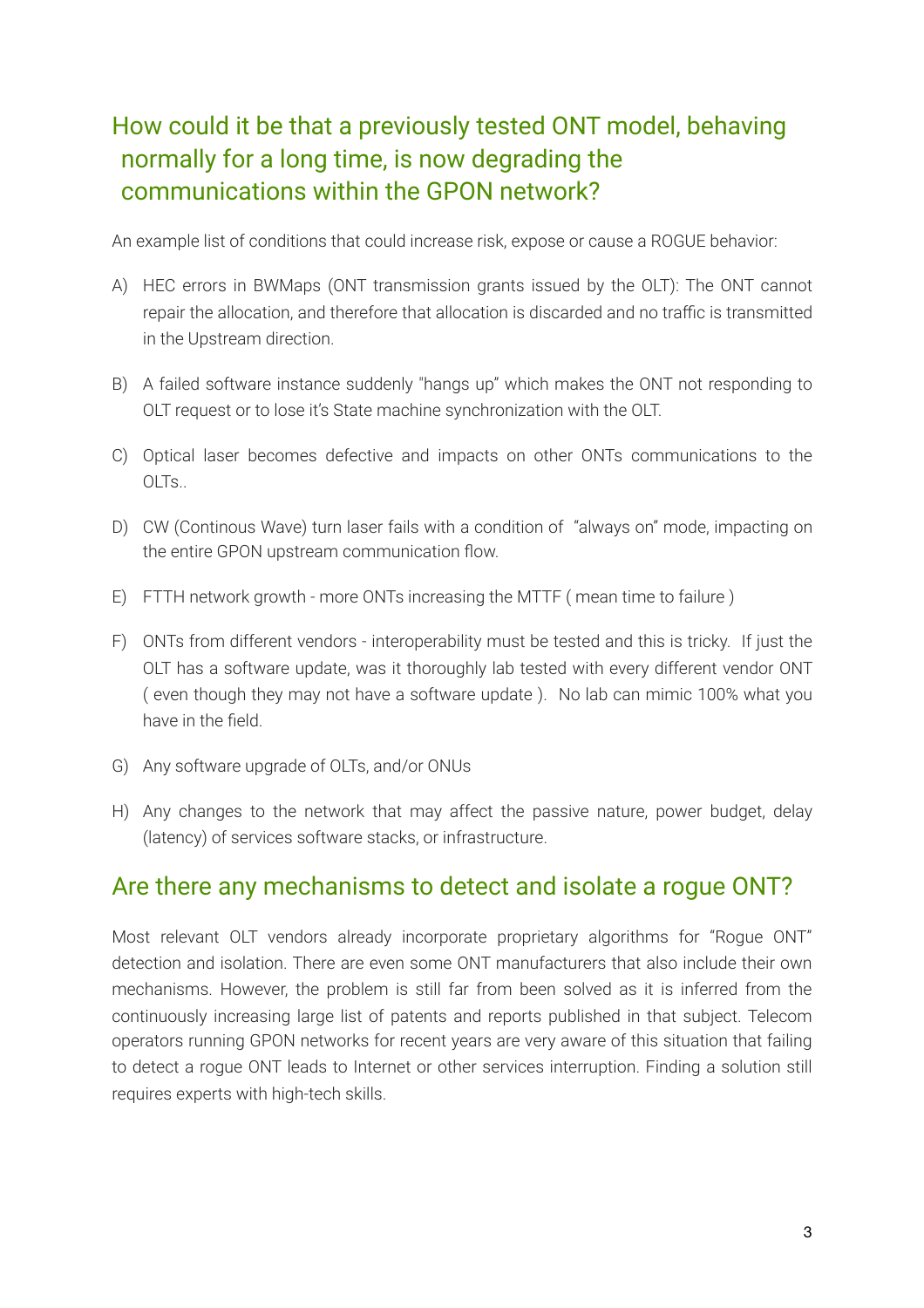## How could it be that a previously tested ONT model, behaving normally for a long time, is now degrading the communications within the GPON network?

An example list of conditions that could increase risk, expose or cause a ROGUE behavior:

A) HEC errors in BWMaps (ONT transmission grants issued by the OLT): The ONT cannot repair the allocation, and therefore that allocation is discarded and no traffic is transmitted in the Upstream direction.

B) A failed software instance suddenly "hangs up" which makes the ONT not responding to OLT request or to lose it's State machine synchronization with the OLT.

C) Optical laser becomes defective and impacts on other ONTs communications to the OLTs..

D) CW (Continous Wave) turn laser fails with a condition of "always on" mode, impacting on the entire GPON upstream communication flow.

E) FTTH network growth - more ONTs increasing the MTTF ( mean time to failure )

F) ONTs from different vendors - interoperability must be tested and this is tricky. If just the OLT has a software update, was it thoroughly lab tested with every different vendor ONT ( even though they may not have a software update ). No lab can mimic 100% what you have in the field.

G) Any software upgrade of OLTs, and/or ONUs

H) Any changes to the network that may affect the passive nature, power budget, delay (latency) of services software stacks, or infrastructure.

## Are there any mechanisms to detect and isolate a rogue ONT?

Most relevant OLT vendors already incorporate proprietary algorithms for "Rogue ONT" detection and isolation. There are even some ONT manufacturers that also include their own mechanisms. However, the problem is still far from been solved as it is inferred from the continuously increasing large list of patents and reports published in that subject. Telecom operators running GPON networks for recent years are very aware of this situation that failing to detect a rogue ONT leads to Internet or other services interruption. Finding a solution still requires experts with high-tech skills.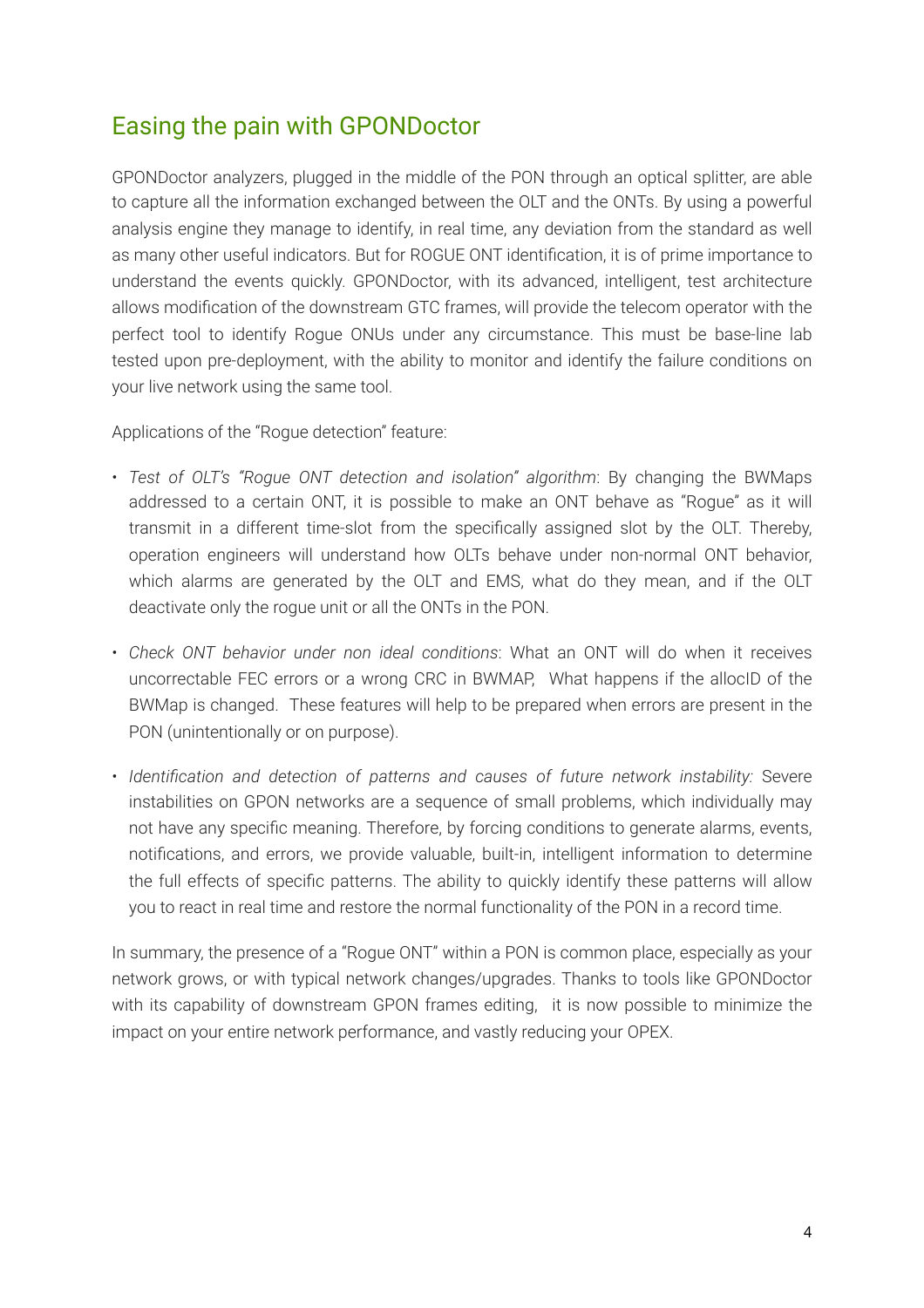## Easing the pain with GPONDoctor

GPONDoctor analyzers, plugged in the middle of the PON through an optical splitter, are able to capture all the information exchanged between the OLT and the ONTs. By using a powerful analysis engine they manage to identify, in real time, any deviation from the standard as well as many other useful indicators. But for ROGUE ONT identification, it is of prime importance to understand the events quickly. GPONDoctor, with its advanced, intelligent, test architecture allows modification of the downstream GTC frames, will provide the telecom operator with the perfect tool to identify Rogue ONUs under any circumstance. This must be base-line lab tested upon pre-deployment, with the ability to monitor and identify the failure conditions on your live network using the same tool.

Applications of the "Rogue detection" feature:

- *Test of OLT's "Rogue ONT detection and isolation" algorithm*: By changing the BWMaps addressed to a certain ONT, it is possible to make an ONT behave as "Rogue" as it will transmit in a different time-slot from the specifically assigned slot by the OLT. Thereby, operation engineers will understand how OLTs behave under non-normal ONT behavior, which alarms are generated by the OLT and EMS, what do they mean, and if the OLT deactivate only the rogue unit or all the ONTs in the PON.

- *Check ONT behavior under non ideal conditions*: What an ONT will do when it receives uncorrectable FEC errors or a wrong CRC in BWMAP, What happens if the allocID of the BWMap is changed. These features will help to be prepared when errors are present in the PON (unintentionally or on purpose).

- *Identification and detection of patterns and causes of future network instability:* Severe instabilities on GPON networks are a sequence of small problems, which individually may not have any specific meaning. Therefore, by forcing conditions to generate alarms, events, notifications, and errors, we provide valuable, built-in, intelligent information to determine the full effects of specific patterns. The ability to quickly identify these patterns will allow you to react in real time and restore the normal functionality of the PON in a record time.

In summary, the presence of a "Rogue ONT" within a PON is common place, especially as your network grows, or with typical network changes/upgrades. Thanks to tools like GPONDoctor with its capability of downstream GPON frames editing, it is now possible to minimize the impact on your entire network performance, and vastly reducing your OPEX.